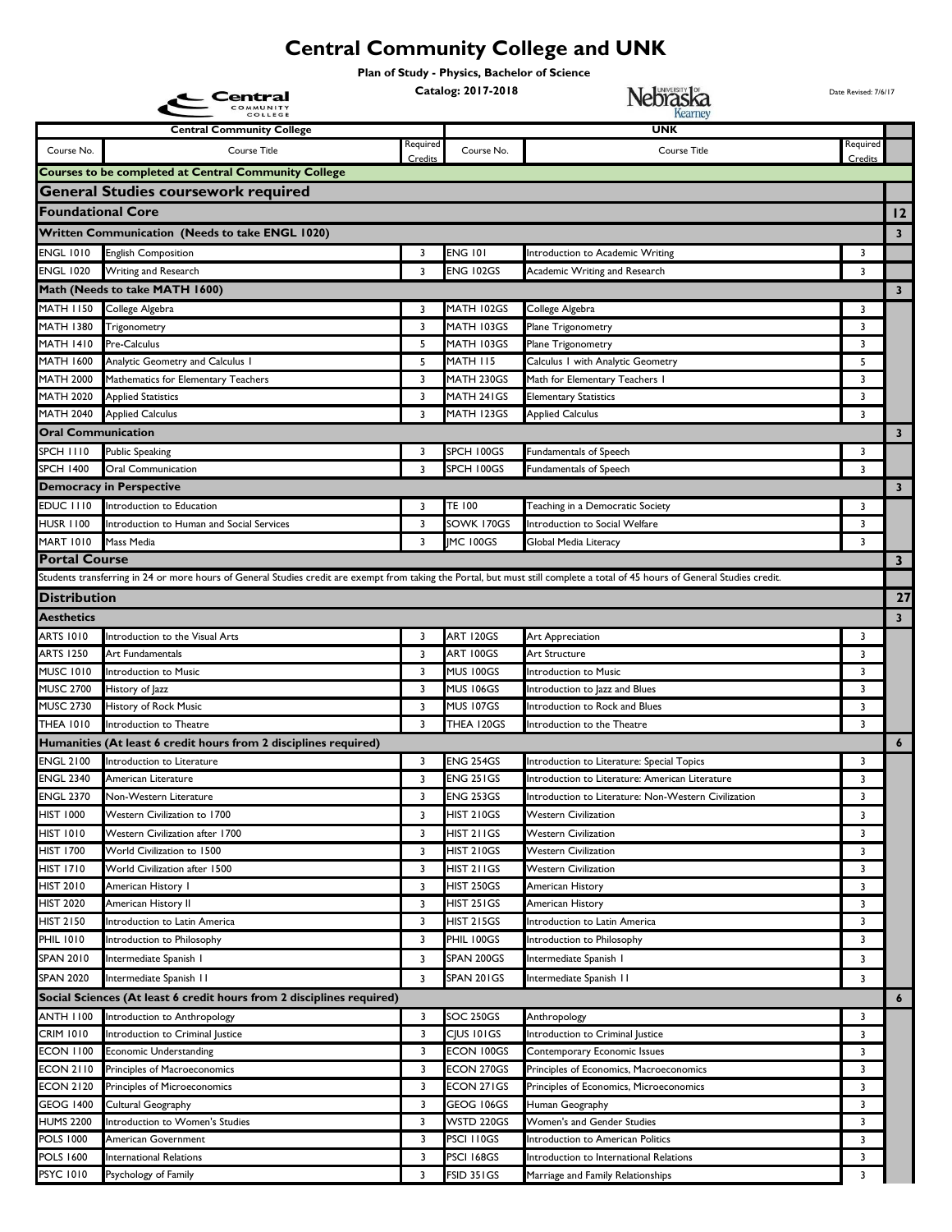# Central Community College and UNK

**Plan of Study - Physics, Bachelor of Science**

**Catalog: 2017-2018**

Date Revised: 7/6/17

| Central Community College | | | UNK | | | |
|---|---|---|---|---|---|---|
| Course No. | Course Title | Required Credits | Course No. | Course Title | Required Credits | |
| **Courses to be completed at Central Community College** | | | | | | |
| **General Studies coursework required** | | | | | | |
| **Foundational Core** | | | | | | **12** |
| **Written Communication (Needs to take ENGL 1020)** | | | | | | **3** |
| ENGL 1010 | English Composition | 3 | ENG 101 | Introduction to Academic Writing | 3 | |
| ENGL 1020 | Writing and Research | 3 | ENG 102GS | Academic Writing and Research | 3 | |
| **Math (Needs to take MATH 1600)** | | | | | | **3** |
| MATH 1150 | College Algebra | 3 | MATH 102GS | College Algebra | 3 | |
| MATH 1380 | Trigonometry | 3 | MATH 103GS | Plane Trigonometry | 3 | |
| MATH 1410 | Pre-Calculus | 5 | MATH 103GS | Plane Trigonometry | 3 | |
| MATH 1600 | Analytic Geometry and Calculus I | 5 | MATH 115 | Calculus I with Analytic Geometry | 5 | |
| MATH 2000 | Mathematics for Elementary Teachers | 3 | MATH 230GS | Math for Elementary Teachers I | 3 | |
| MATH 2020 | Applied Statistics | 3 | MATH 241GS | Elementary Statistics | 3 | |
| MATH 2040 | Applied Calculus | 3 | MATH 123GS | Applied Calculus | 3 | |
| **Oral Communication** | | | | | | **3** |
| SPCH 1110 | Public Speaking | 3 | SPCH 100GS | Fundamentals of Speech | 3 | |
| SPCH 1400 | Oral Communication | 3 | SPCH 100GS | Fundamentals of Speech | 3 | |
| **Democracy in Perspective** | | | | | | **3** |
| EDUC 1110 | Introduction to Education | 3 | TE 100 | Teaching in a Democratic Society | 3 | |
| HUSR 1100 | Introduction to Human and Social Services | 3 | SOWK 170GS | Introduction to Social Welfare | 3 | |
| MART 1010 | Mass Media | 3 | JMC 100GS | Global Media Literacy | 3 | |
| **Portal Course** | | | | | | **3** |
| Students transferring in 24 or more hours of General Studies credit are exempt from taking the Portal, but must still complete a total of 45 hours of General Studies credit. | | | | | | |
| **Distribution** | | | | | | **27** |
| **Aesthetics** | | | | | | **3** |
| ARTS 1010 | Introduction to the Visual Arts | 3 | ART 120GS | Art Appreciation | 3 | |
| ARTS 1250 | Art Fundamentals | 3 | ART 100GS | Art Structure | 3 | |
| MUSC 1010 | Introduction to Music | 3 | MUS 100GS | Introduction to Music | 3 | |
| MUSC 2700 | History of Jazz | 3 | MUS 106GS | Introduction to Jazz and Blues | 3 | |
| MUSC 2730 | History of Rock Music | 3 | MUS 107GS | Introduction to Rock and Blues | 3 | |
| THEA 1010 | Introduction to Theatre | 3 | THEA 120GS | Introduction to the Theatre | 3 | |
| **Humanities (At least 6 credit hours from 2 disciplines required)** | | | | | | **6** |
| ENGL 2100 | Introduction to Literature | 3 | ENG 254GS | Introduction to Literature: Special Topics | 3 | |
| ENGL 2340 | American Literature | 3 | ENG 251GS | Introduction to Literature: American Literature | 3 | |
| ENGL 2370 | Non-Western Literature | 3 | ENG 253GS | Introduction to Literature: Non-Western Civilization | 3 | |
| HIST 1000 | Western Civilization to 1700 | 3 | HIST 210GS | Western Civilization | 3 | |
| HIST 1010 | Western Civilization after 1700 | 3 | HIST 211GS | Western Civilization | 3 | |
| HIST 1700 | World Civilization to 1500 | 3 | HIST 210GS | Western Civilization | 3 | |
| HIST 1710 | World Civilization after 1500 | 3 | HIST 211GS | Western Civilization | 3 | |
| HIST 2010 | American History I | 3 | HIST 250GS | American History | 3 | |
| HIST 2020 | American History II | 3 | HIST 251GS | American History | 3 | |
| HIST 2150 | Introduction to Latin America | 3 | HIST 215GS | Introduction to Latin America | 3 | |
| PHIL 1010 | Introduction to Philosophy | 3 | PHIL 100GS | Introduction to Philosophy | 3 | |
| SPAN 2010 | Intermediate Spanish I | 3 | SPAN 200GS | Intermediate Spanish I | 3 | |
| SPAN 2020 | Intermediate Spanish 11 | 3 | SPAN 201GS | Intermediate Spanish 11 | 3 | |
| **Social Sciences (At least 6 credit hours from 2 disciplines required)** | | | | | | **6** |
| ANTH 1100 | Introduction to Anthropology | 3 | SOC 250GS | Anthropology | 3 | |
| CRIM 1010 | Introduction to Criminal Justice | 3 | CJUS 101GS | Introduction to Criminal Justice | 3 | |
| ECON 1100 | Economic Understanding | 3 | ECON 100GS | Contemporary Economic Issues | 3 | |
| ECON 2110 | Principles of Macroeconomics | 3 | ECON 270GS | Principles of Economics, Macroeconomics | 3 | |
| ECON 2120 | Principles of Microeconomics | 3 | ECON 271GS | Principles of Economics, Microeconomics | 3 | |
| GEOG 1400 | Cultural Geography | 3 | GEOG 106GS | Human Geography | 3 | |
| HUMS 2200 | Introduction to Women's Studies | 3 | WSTD 220GS | Women's and Gender Studies | 3 | |
| POLS 1000 | American Government | 3 | PSCI 110GS | Introduction to American Politics | 3 | |
| POLS 1600 | International Relations | 3 | PSCI 168GS | Introduction to International Relations | 3 | |
| PSYC 1010 | Psychology of Family | 3 | FSID 351GS | Marriage and Family Relationships | 3 | |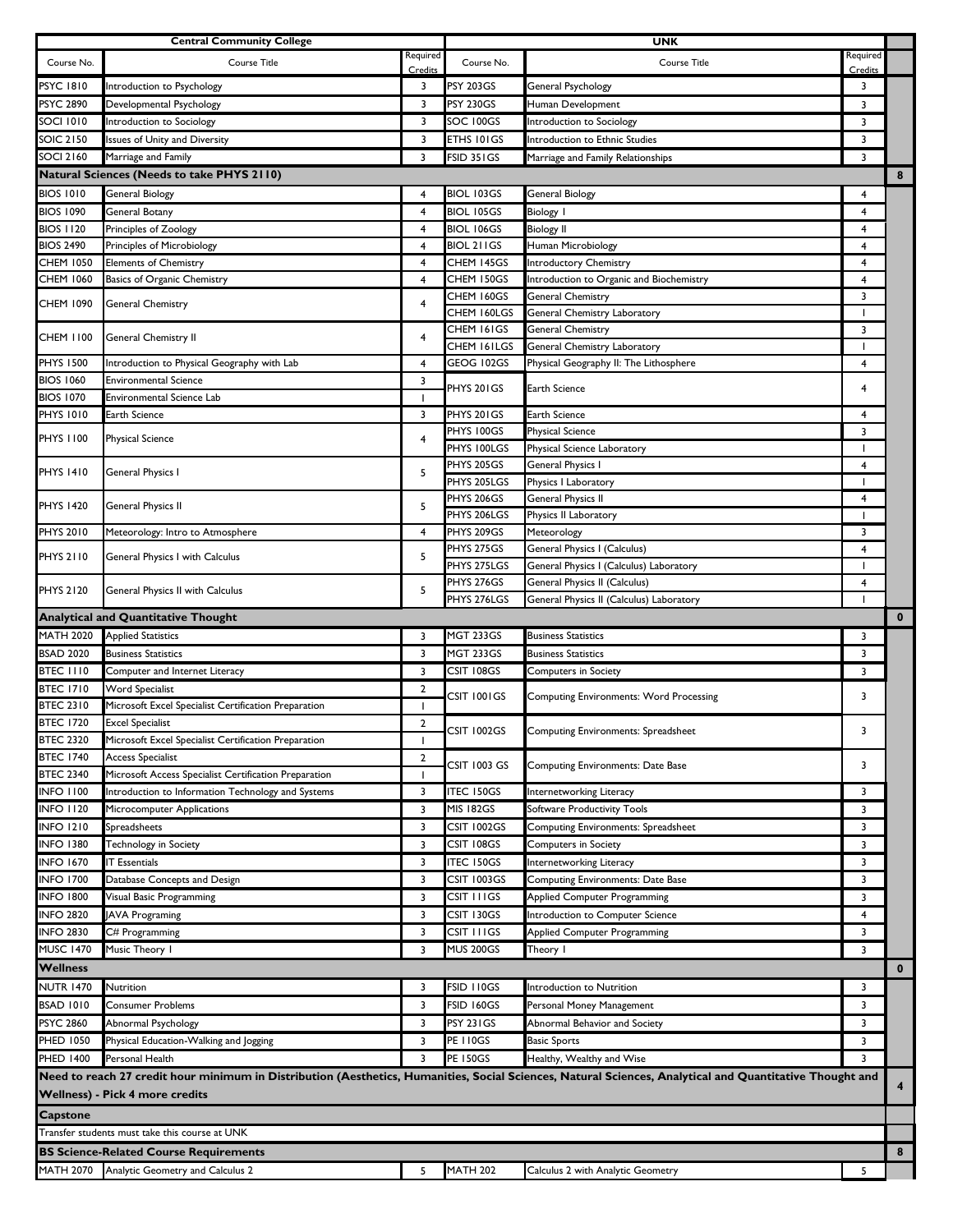| Central Community College | | | UNK | | | |
|---|---|---|---|---|---|---|
| Course No. | Course Title | Required Credits | Course No. | Course Title | Required Credits | |
| PSYC 1810 | Introduction to Psychology | 3 | PSY 203GS | General Psychology | 3 | |
| PSYC 2890 | Developmental Psychology | 3 | PSY 230GS | Human Development | 3 | |
| SOCI 1010 | Introduction to Sociology | 3 | SOC 100GS | Introduction to Sociology | 3 | |
| SOIC 2150 | Issues of Unity and Diversity | 3 | ETHS 101GS | Introduction to Ethnic Studies | 3 | |
| SOCI 2160 | Marriage and Family | 3 | FSID 351GS | Marriage and Family Relationships | 3 | |
| **Natural Sciences (Needs to take PHYS 2110)** | | | | | | **8** |
| BIOS 1010 | General Biology | 4 | BIOL 103GS | General Biology | 4 | |
| BIOS 1090 | General Botany | 4 | BIOL 105GS | Biology I | 4 | |
| BIOS 1120 | Principles of Zoology | 4 | BIOL 106GS | Biology II | 4 | |
| BIOS 2490 | Principles of Microbiology | 4 | BIOL 211GS | Human Microbiology | 4 | |
| CHEM 1050 | Elements of Chemistry | 4 | CHEM 145GS | Introductory Chemistry | 4 | |
| CHEM 1060 | Basics of Organic Chemistry | 4 | CHEM 150GS | Introduction to Organic and Biochemistry | 4 | |
| CHEM 1090 | General Chemistry | 4 | CHEM 160GS | General Chemistry | 3 | |
| | | | CHEM 160LGS | General Chemistry Laboratory | 1 | |
| CHEM 1100 | General Chemistry II | 4 | CHEM 161GS | General Chemistry | 3 | |
| | | | CHEM 161LGS | General Chemistry Laboratory | 1 | |
| PHYS 1500 | Introduction to Physical Geography with Lab | 4 | GEOG 102GS | Physical Geography II: The Lithosphere | 4 | |
| BIOS 1060 | Environmental Science | 3 | PHYS 201GS | Earth Science | 4 | |
| BIOS 1070 | Environmental Science Lab | 1 | | | | |
| PHYS 1010 | Earth Science | 3 | PHYS 201GS | Earth Science | 4 | |
| PHYS 1100 | Physical Science | 4 | PHYS 100GS | Physical Science | 3 | |
| | | | PHYS 100LGS | Physical Science Laboratory | 1 | |
| PHYS 1410 | General Physics I | 5 | PHYS 205GS | General Physics I | 4 | |
| | | | PHYS 205LGS | Physics I Laboratory | 1 | |
| PHYS 1420 | General Physics II | 5 | PHYS 206GS | General Physics II | 4 | |
| | | | PHYS 206LGS | Physics II Laboratory | 1 | |
| PHYS 2010 | Meteorology: Intro to Atmosphere | 4 | PHYS 209GS | Meteorology | 3 | |
| PHYS 2110 | General Physics I with Calculus | 5 | PHYS 275GS | General Physics I (Calculus) | 4 | |
| | | | PHYS 275LGS | General Physics I (Calculus) Laboratory | 1 | |
| PHYS 2120 | General Physics II with Calculus | 5 | PHYS 276GS | General Physics II (Calculus) | 4 | |
| | | | PHYS 276LGS | General Physics II (Calculus) Laboratory | 1 | |
| **Analytical and Quantitative Thought** | | | | | | **0** |
| MATH 2020 | Applied Statistics | 3 | MGT 233GS | Business Statistics | 3 | |
| BSAD 2020 | Business Statistics | 3 | MGT 233GS | Business Statistics | 3 | |
| BTEC 1110 | Computer and Internet Literacy | 3 | CSIT 108GS | Computers in Society | 3 | |
| BTEC 1710 | Word Specialist | 2 | CSIT 1001GS | Computing Environments: Word Processing | 3 | |
| BTEC 2310 | Microsoft Excel Specialist Certification Preparation | 1 | | | | |
| BTEC 1720 | Excel Specialist | 2 | CSIT 1002GS | Computing Environments: Spreadsheet | 3 | |
| BTEC 2320 | Microsoft Excel Specialist Certification Preparation | 1 | | | | |
| BTEC 1740 | Access Specialist | 2 | CSIT 1003 GS | Computing Environments: Date Base | 3 | |
| BTEC 2340 | Microsoft Access Specialist Certification Preparation | 1 | | | | |
| INFO 1100 | Introduction to Information Technology and Systems | 3 | ITEC 150GS | Internetworking Literacy | 3 | |
| INFO 1120 | Microcomputer Applications | 3 | MIS 182GS | Software Productivity Tools | 3 | |
| INFO 1210 | Spreadsheets | 3 | CSIT 1002GS | Computing Environments: Spreadsheet | 3 | |
| INFO 1380 | Technology in Society | 3 | CSIT 108GS | Computers in Society | 3 | |
| INFO 1670 | IT Essentials | 3 | ITEC 150GS | Internetworking Literacy | 3 | |
| INFO 1700 | Database Concepts and Design | 3 | CSIT 1003GS | Computing Environments: Date Base | 3 | |
| INFO 1800 | Visual Basic Programming | 3 | CSIT 111GS | Applied Computer Programming | 3 | |
| INFO 2820 | JAVA Programing | 3 | CSIT 130GS | Introduction to Computer Science | 4 | |
| INFO 2830 | C# Programming | 3 | CSIT 111GS | Applied Computer Programming | 3 | |
| MUSC 1470 | Music Theory I | 3 | MUS 200GS | Theory I | 3 | |
| **Wellness** | | | | | | **0** |
| NUTR 1470 | Nutrition | 3 | FSID 110GS | Introduction to Nutrition | 3 | |
| BSAD 1010 | Consumer Problems | 3 | FSID 160GS | Personal Money Management | 3 | |
| PSYC 2860 | Abnormal Psychology | 3 | PSY 231GS | Abnormal Behavior and Society | 3 | |
| PHED 1050 | Physical Education-Walking and Jogging | 3 | PE 110GS | Basic Sports | 3 | |
| PHED 1400 | Personal Health | 3 | PE 150GS | Healthy, Wealthy and Wise | 3 | |
| **Need to reach 27 credit hour minimum in Distribution (Aesthetics, Humanities, Social Sciences, Natural Sciences, Analytical and Quantitative Thought and Wellness) - Pick 4 more credits** | | | | | | **4** |
| **Capstone** | | | | | | |
| Transfer students must take this course at UNK | | | | | | |
| **BS Science-Related Course Requirements** | | | | | | **8** |
| MATH 2070 | Analytic Geometry and Calculus 2 | 5 | MATH 202 | Calculus 2 with Analytic Geometry | 5 | |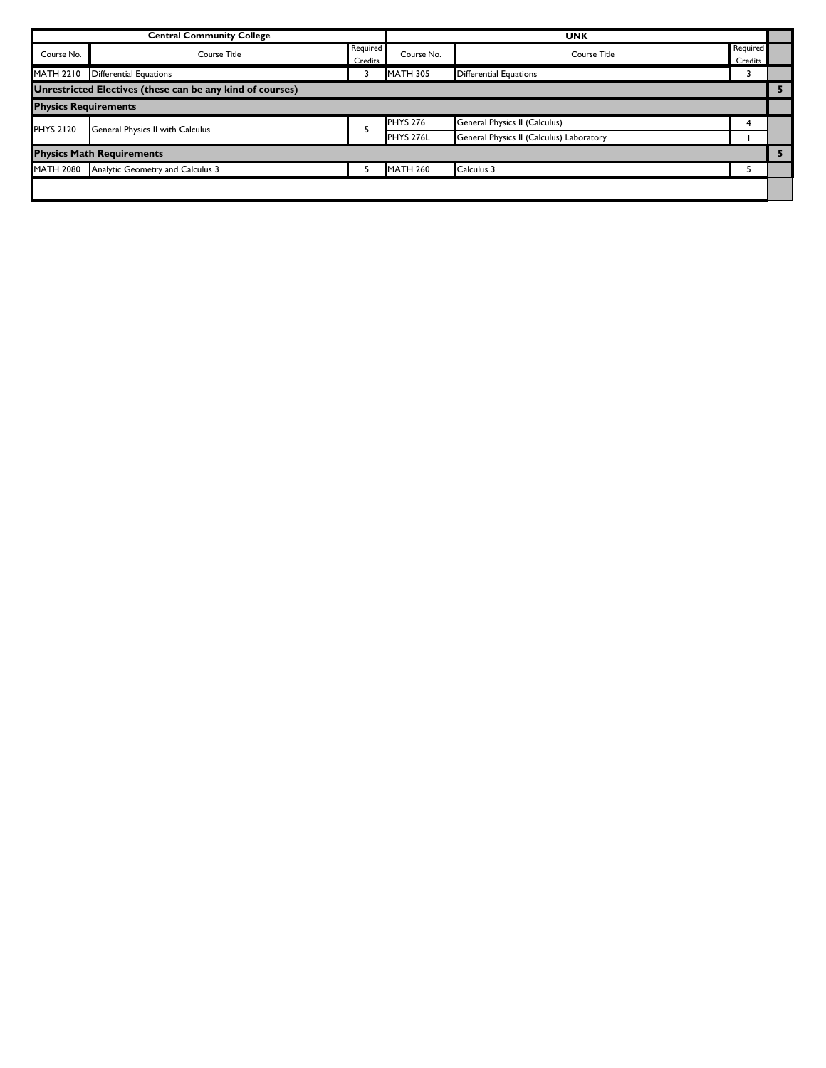| Central Community College | | | UNK | | | |
|---|---|---|---|---|---|---|
| Course No. | Course Title | Required Credits | Course No. | Course Title | Required Credits | |
| MATH 2210 | Differential Equations | 3 | MATH 305 | Differential Equations | 3 | |
| **Unrestricted Electives (these can be any kind of courses)** | | | | | | 5 |
| **Physics Requirements** | | | | | | |
| PHYS 2120 | General Physics II with Calculus | 5 | PHYS 276 | General Physics II (Calculus) | 4 | |
| | | | PHYS 276L | General Physics II (Calculus) Laboratory | 1 | |
| **Physics Math Requirements** | | | | | | 5 |
| MATH 2080 | Analytic Geometry and Calculus 3 | 5 | MATH 260 | Calculus 3 | 5 | |
| | | | | | | |